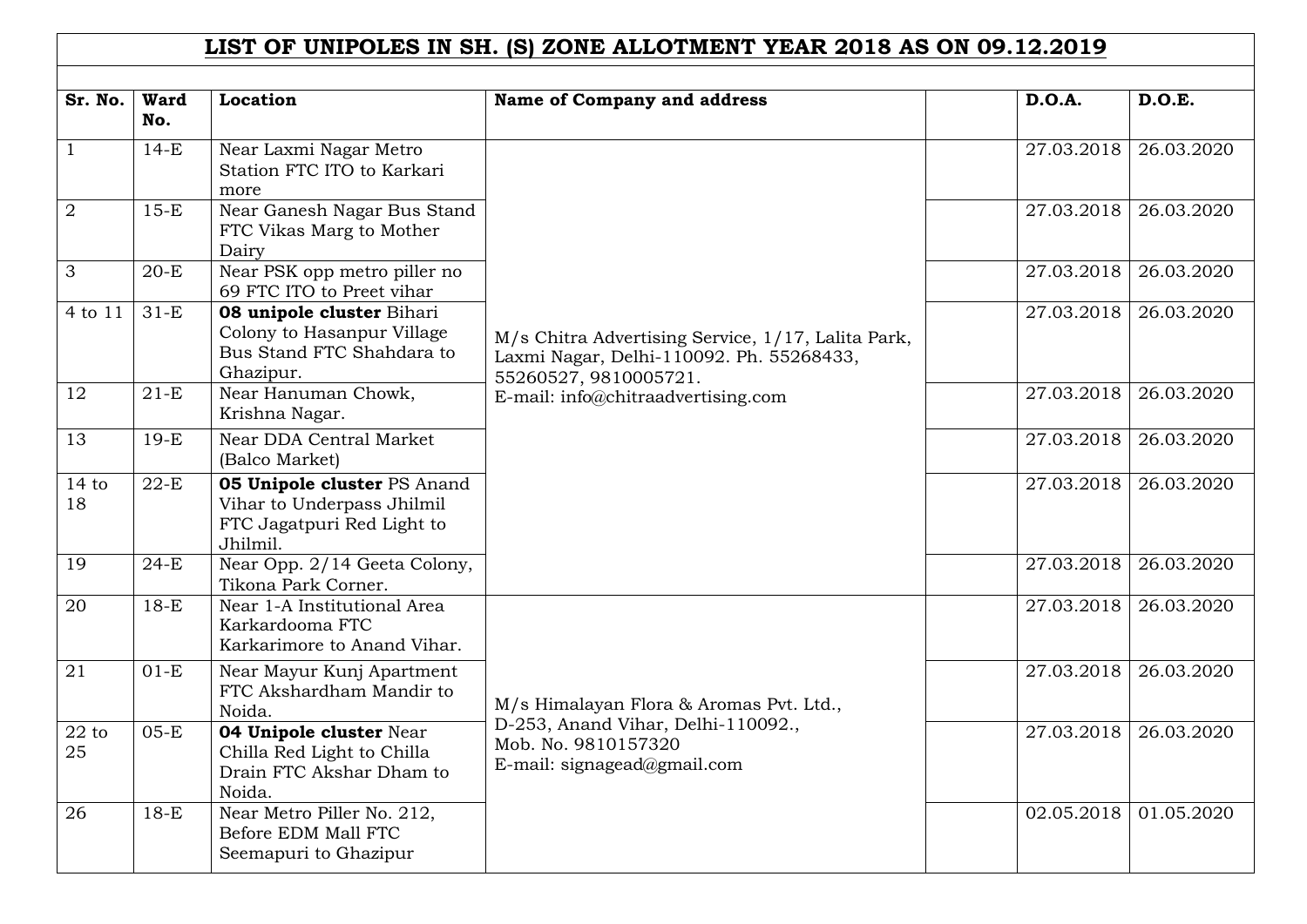# LIST OF UNIPOLES IN SH. (S) ZONE ALLOTMENT YEAR 2018 AS ON 09.12.2019

| Sr. No. | Ward No. | Location | Name of Company and address | | D.O.A. | D.O.E. |
|---|---|---|---|---|---|---|
| 1 | 14-E | Near Laxmi Nagar Metro Station FTC ITO to Karkari more | M/s Chitra Advertising Service, 1/17, Lalita Park, Laxmi Nagar, Delhi-110092. Ph. 55268433, 55260527, 9810005721. E-mail: info@chitraadvertising.com | | 27.03.2018 | 26.03.2020 |
| 2 | 15-E | Near Ganesh Nagar Bus Stand FTC Vikas Marg to Mother Dairy | | | 27.03.2018 | 26.03.2020 |
| 3 | 20-E | Near PSK opp metro piller no 69 FTC ITO to Preet vihar | | | 27.03.2018 | 26.03.2020 |
| 4 to 11 | 31-E | **08 unipole cluster** Bihari Colony to Hasanpur Village Bus Stand FTC Shahdara to Ghazipur. | | | 27.03.2018 | 26.03.2020 |
| 12 | 21-E | Near Hanuman Chowk, Krishna Nagar. | | | 27.03.2018 | 26.03.2020 |
| 13 | 19-E | Near DDA Central Market (Balco Market) | | | 27.03.2018 | 26.03.2020 |
| 14 to 18 | 22-E | **05 Unipole cluster** PS Anand Vihar to Underpass Jhilmil FTC Jagatpuri Red Light to Jhilmil. | | | 27.03.2018 | 26.03.2020 |
| 19 | 24-E | Near Opp. 2/14 Geeta Colony, Tikona Park Corner. | | | 27.03.2018 | 26.03.2020 |
| 20 | 18-E | Near 1-A Institutional Area Karkardooma FTC Karkarimore to Anand Vihar. | M/s Himalayan Flora & Aromas Pvt. Ltd., D-253, Anand Vihar, Delhi-110092., Mob. No. 9810157320 E-mail: signagead@gmail.com | | 27.03.2018 | 26.03.2020 |
| 21 | 01-E | Near Mayur Kunj Apartment FTC Akshardham Mandir to Noida. | | | 27.03.2018 | 26.03.2020 |
| 22 to 25 | 05-E | **04 Unipole cluster** Near Chilla Red Light to Chilla Drain FTC Akshar Dham to Noida. | | | 27.03.2018 | 26.03.2020 |
| 26 | 18-E | Near Metro Piller No. 212, Before EDM Mall FTC Seemapuri to Ghazipur | | | 02.05.2018 | 01.05.2020 |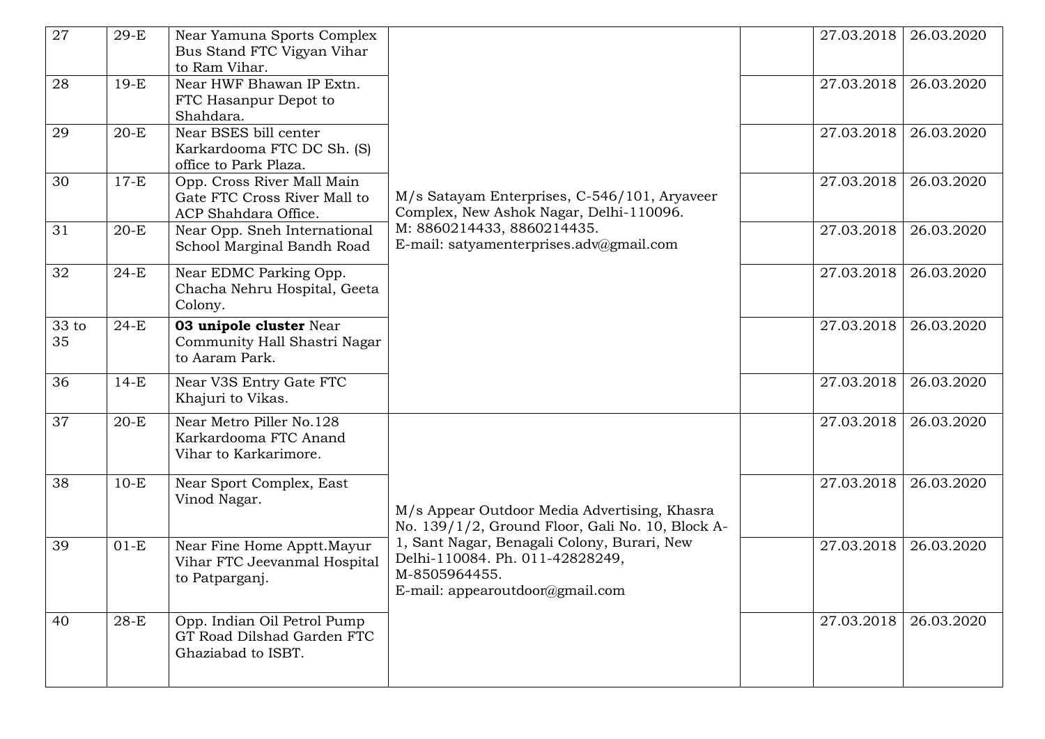| 27 | 29-E | Near Yamuna Sports Complex Bus Stand FTC Vigyan Vihar to Ram Vihar. | M/s Satayam Enterprises, C-546/101, Aryaveer Complex, New Ashok Nagar, Delhi-110096. M: 8860214433, 8860214435. E-mail: satyamenterprises.adv@gmail.com | | 27.03.2018 | 26.03.2020 |
|---|---|---|---|---|---|---|
| 28 | 19-E | Near HWF Bhawan IP Extn. FTC Hasanpur Depot to Shahdara. | | | 27.03.2018 | 26.03.2020 |
| 29 | 20-E | Near BSES bill center Karkardooma FTC DC Sh. (S) office to Park Plaza. | | | 27.03.2018 | 26.03.2020 |
| 30 | 17-E | Opp. Cross River Mall Main Gate FTC Cross River Mall to ACP Shahdara Office. | | | 27.03.2018 | 26.03.2020 |
| 31 | 20-E | Near Opp. Sneh International School Marginal Bandh Road | | | 27.03.2018 | 26.03.2020 |
| 32 | 24-E | Near EDMC Parking Opp. Chacha Nehru Hospital, Geeta Colony. | | | 27.03.2018 | 26.03.2020 |
| 33 to 35 | 24-E | **03 unipole cluster** Near Community Hall Shastri Nagar to Aaram Park. | | | 27.03.2018 | 26.03.2020 |
| 36 | 14-E | Near V3S Entry Gate FTC Khajuri to Vikas. | | | 27.03.2018 | 26.03.2020 |
| 37 | 20-E | Near Metro Piller No.128 Karkardooma FTC Anand Vihar to Karkarimore. | M/s Appear Outdoor Media Advertising, Khasra No. 139/1/2, Ground Floor, Gali No. 10, Block A-1, Sant Nagar, Benagali Colony, Burari, New Delhi-110084. Ph. 011-42828249, M-8505964455. E-mail: appearoutdoor@gmail.com | | 27.03.2018 | 26.03.2020 |
| 38 | 10-E | Near Sport Complex, East Vinod Nagar. | | | 27.03.2018 | 26.03.2020 |
| 39 | 01-E | Near Fine Home Apptt.Mayur Vihar FTC Jeevanmal Hospital to Patparganj. | | | 27.03.2018 | 26.03.2020 |
| 40 | 28-E | Opp. Indian Oil Petrol Pump GT Road Dilshad Garden FTC Ghaziabad to ISBT. | | | 27.03.2018 | 26.03.2020 |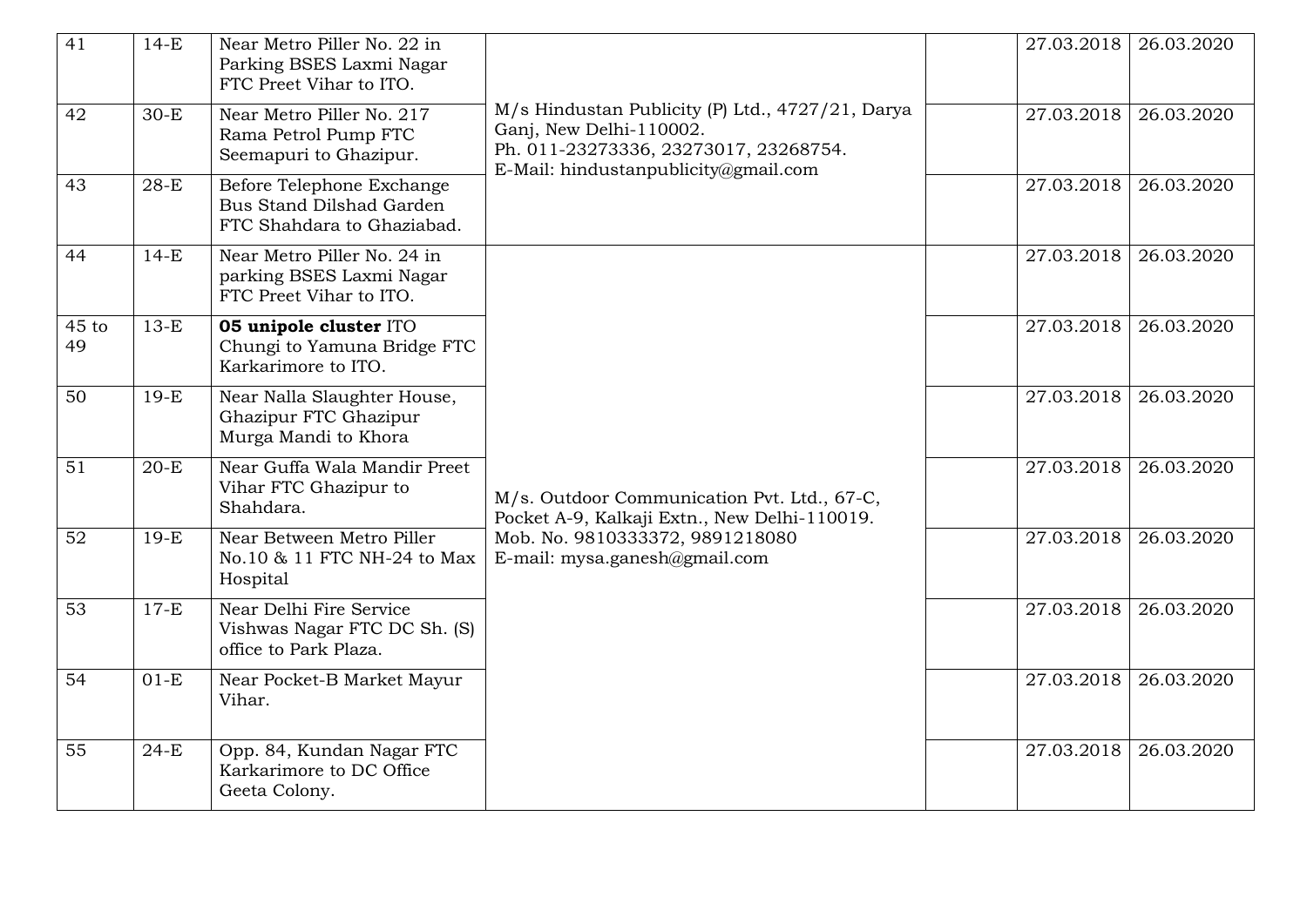| | | | | | | |
|---|---|---|---|---|---|---|
| 41 | 14-E | Near Metro Piller No. 22 in Parking BSES Laxmi Nagar FTC Preet Vihar to ITO. | M/s Hindustan Publicity (P) Ltd., 4727/21, Darya Ganj, New Delhi-110002. Ph. 011-23273336, 23273017, 23268754. E-Mail: hindustanpublicity@gmail.com | | 27.03.2018 | 26.03.2020 |
| 42 | 30-E | Near Metro Piller No. 217 Rama Petrol Pump FTC Seemapuri to Ghazipur. | | | 27.03.2018 | 26.03.2020 |
| 43 | 28-E | Before Telephone Exchange Bus Stand Dilshad Garden FTC Shahdara to Ghaziabad. | | | 27.03.2018 | 26.03.2020 |
| 44 | 14-E | Near Metro Piller No. 24 in parking BSES Laxmi Nagar FTC Preet Vihar to ITO. | M/s. Outdoor Communication Pvt. Ltd., 67-C, Pocket A-9, Kalkaji Extn., New Delhi-110019. Mob. No. 9810333372, 9891218080 E-mail: mysa.ganesh@gmail.com | | 27.03.2018 | 26.03.2020 |
| 45 to 49 | 13-E | **05 unipole cluster** ITO Chungi to Yamuna Bridge FTC Karkarimore to ITO. | | | 27.03.2018 | 26.03.2020 |
| 50 | 19-E | Near Nalla Slaughter House, Ghazipur FTC Ghazipur Murga Mandi to Khora | | | 27.03.2018 | 26.03.2020 |
| 51 | 20-E | Near Guffa Wala Mandir Preet Vihar FTC Ghazipur to Shahdara. | | | 27.03.2018 | 26.03.2020 |
| 52 | 19-E | Near Between Metro Piller No.10 & 11 FTC NH-24 to Max Hospital | | | 27.03.2018 | 26.03.2020 |
| 53 | 17-E | Near Delhi Fire Service Vishwas Nagar FTC DC Sh. (S) office to Park Plaza. | | | 27.03.2018 | 26.03.2020 |
| 54 | 01-E | Near Pocket-B Market Mayur Vihar. | | | 27.03.2018 | 26.03.2020 |
| 55 | 24-E | Opp. 84, Kundan Nagar FTC Karkarimore to DC Office Geeta Colony. | | | 27.03.2018 | 26.03.2020 |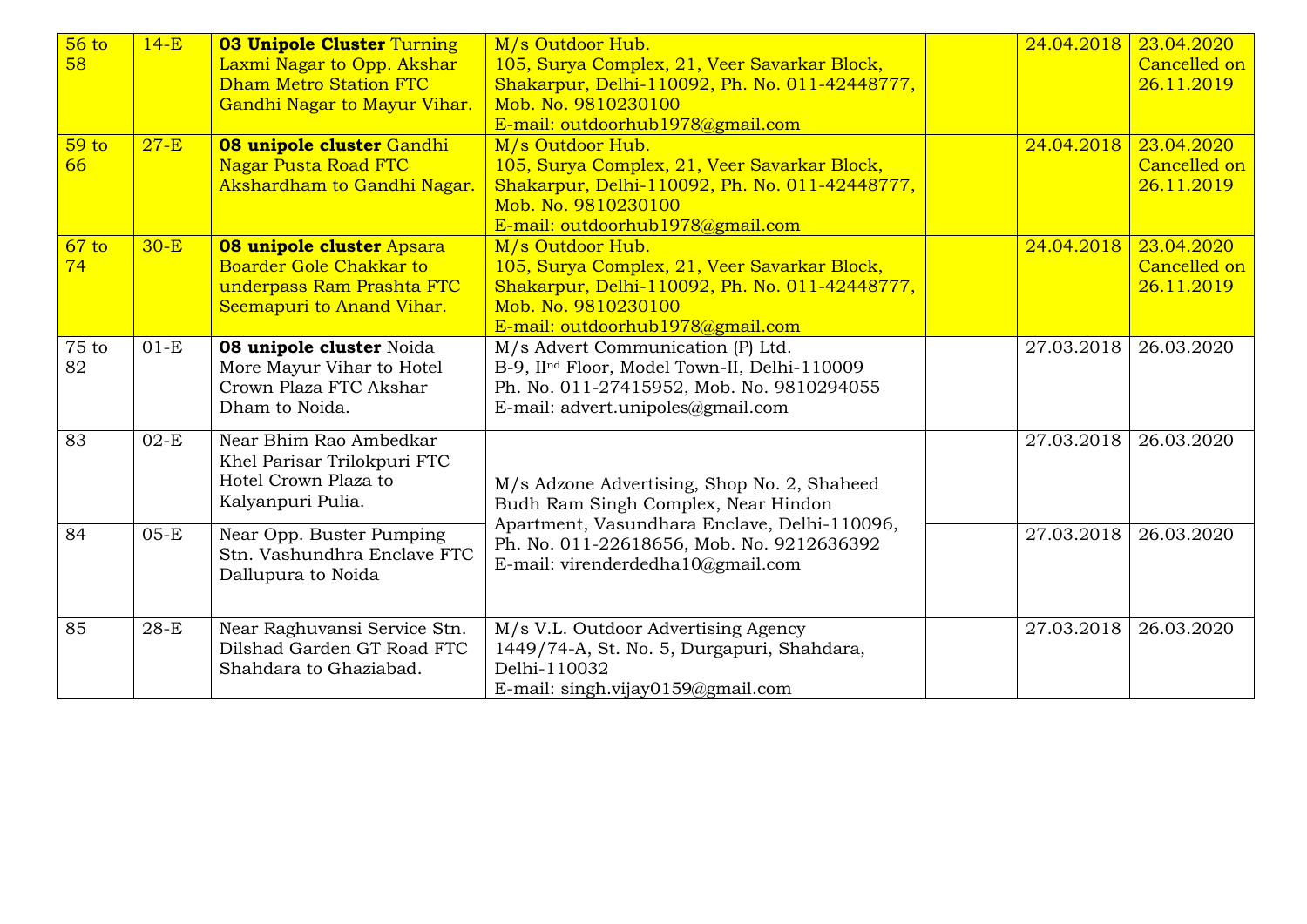| | | | | | | |
|---|---|---|---|---|---|---|
| 56 to 58 | 14-E | **03 Unipole Cluster** Turning Laxmi Nagar to Opp. Akshar Dham Metro Station FTC Gandhi Nagar to Mayur Vihar. | M/s Outdoor Hub. 105, Surya Complex, 21, Veer Savarkar Block, Shakarpur, Delhi-110092, Ph. No. 011-42448777, Mob. No. 9810230100 E-mail: outdoorhub1978@gmail.com | | 24.04.2018 | 23.04.2020 Cancelled on 26.11.2019 |
| 59 to 66 | 27-E | **08 unipole cluster** Gandhi Nagar Pusta Road FTC Akshardham to Gandhi Nagar. | M/s Outdoor Hub. 105, Surya Complex, 21, Veer Savarkar Block, Shakarpur, Delhi-110092, Ph. No. 011-42448777, Mob. No. 9810230100 E-mail: outdoorhub1978@gmail.com | | 24.04.2018 | 23.04.2020 Cancelled on 26.11.2019 |
| 67 to 74 | 30-E | **08 unipole cluster** Apsara Boarder Gole Chakkar to underpass Ram Prashta FTC Seemapuri to Anand Vihar. | M/s Outdoor Hub. 105, Surya Complex, 21, Veer Savarkar Block, Shakarpur, Delhi-110092, Ph. No. 011-42448777, Mob. No. 9810230100 E-mail: outdoorhub1978@gmail.com | | 24.04.2018 | 23.04.2020 Cancelled on 26.11.2019 |
| 75 to 82 | 01-E | **08 unipole cluster** Noida More Mayur Vihar to Hotel Crown Plaza FTC Akshar Dham to Noida. | M/s Advert Communication (P) Ltd. B-9, II[nd] Floor, Model Town-II, Delhi-110009 Ph. No. 011-27415952, Mob. No. 9810294055 E-mail: advert.unipoles@gmail.com | | 27.03.2018 | 26.03.2020 |
| 83 | 02-E | Near Bhim Rao Ambedkar Khel Parisar Trilokpuri FTC Hotel Crown Plaza to Kalyanpuri Pulia. | M/s Adzone Advertising, Shop No. 2, Shaheed Budh Ram Singh Complex, Near Hindon Apartment, Vasundhara Enclave, Delhi-110096, Ph. No. 011-22618656, Mob. No. 9212636392 E-mail: virenderdedha10@gmail.com | | 27.03.2018 | 26.03.2020 |
| 84 | 05-E | Near Opp. Buster Pumping Stn. Vashundhra Enclave FTC Dallupura to Noida | | | 27.03.2018 | 26.03.2020 |
| 85 | 28-E | Near Raghuvansi Service Stn. Dilshad Garden GT Road FTC Shahdara to Ghaziabad. | M/s V.L. Outdoor Advertising Agency 1449/74-A, St. No. 5, Durgapuri, Shahdara, Delhi-110032 E-mail: singh.vijay0159@gmail.com | | 27.03.2018 | 26.03.2020 |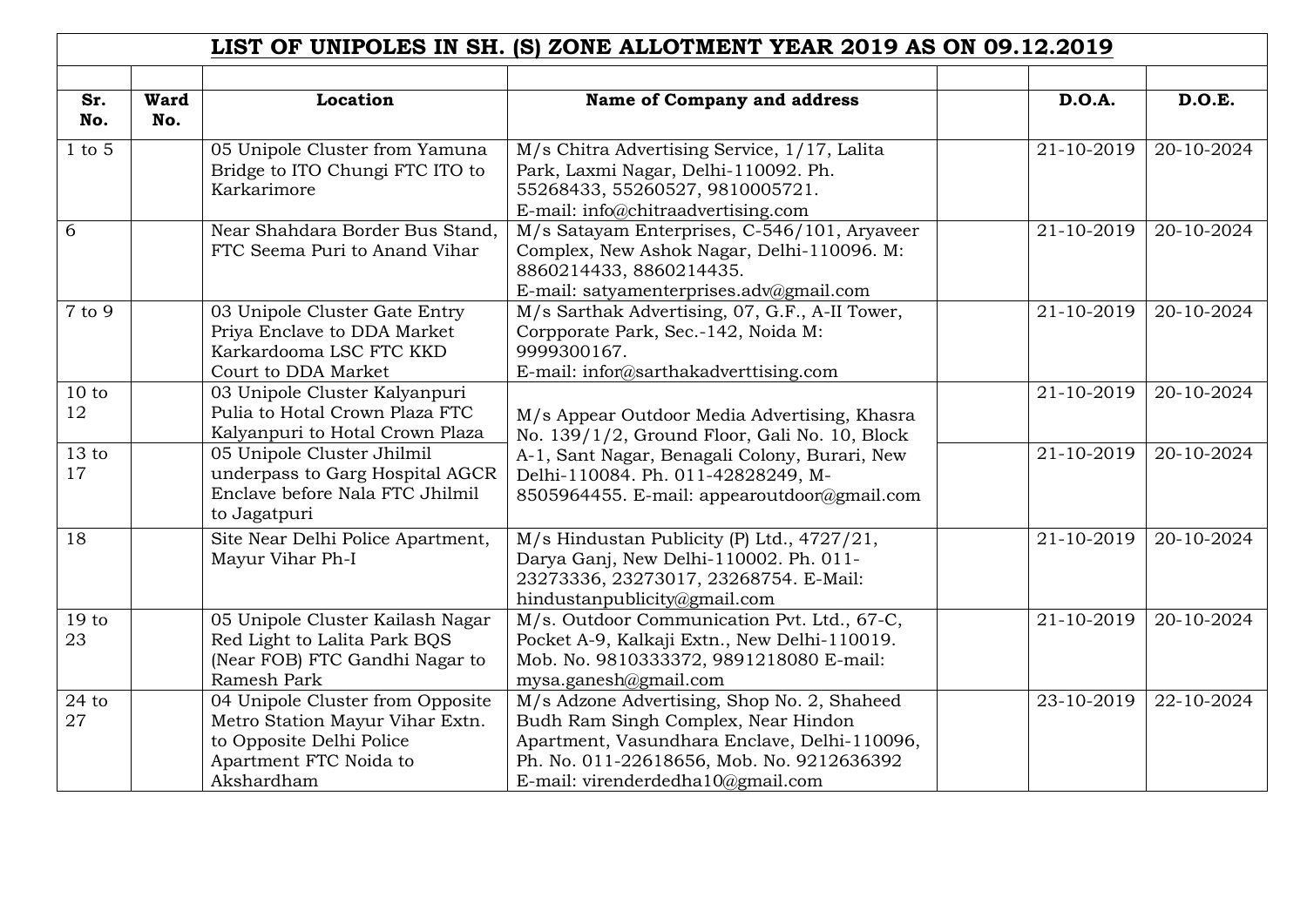## LIST OF UNIPOLES IN SH. (S) ZONE ALLOTMENT YEAR 2019 AS ON 09.12.2019

| Sr. No. | Ward No. | Location | Name of Company and address | | D.O.A. | D.O.E. |
|---|---|---|---|---|---|---|
| 1 to 5 | | 05 Unipole Cluster from Yamuna Bridge to ITO Chungi FTC ITO to Karkarimore | M/s Chitra Advertising Service, 1/17, Lalita Park, Laxmi Nagar, Delhi-110092. Ph. 55268433, 55260527, 9810005721. E-mail: info@chitraadvertising.com | | 21-10-2019 | 20-10-2024 |
| 6 | | Near Shahdara Border Bus Stand, FTC Seema Puri to Anand Vihar | M/s Satayam Enterprises, C-546/101, Aryaveer Complex, New Ashok Nagar, Delhi-110096. M: 8860214433, 8860214435. E-mail: satyamenterprises.adv@gmail.com | | 21-10-2019 | 20-10-2024 |
| 7 to 9 | | 03 Unipole Cluster Gate Entry Priya Enclave to DDA Market Karkardooma LSC FTC KKD Court to DDA Market | M/s Sarthak Advertising, 07, G.F., A-II Tower, Corpporate Park, Sec.-142, Noida M: 9999300167. E-mail: infor@sarthakadverttising.com | | 21-10-2019 | 20-10-2024 |
| 10 to 12 | | 03 Unipole Cluster Kalyanpuri Pulia to Hotal Crown Plaza FTC Kalyanpuri to Hotal Crown Plaza | M/s Appear Outdoor Media Advertising, Khasra No. 139/1/2, Ground Floor, Gali No. 10, Block A-1, Sant Nagar, Benagali Colony, Burari, New Delhi-110084. Ph. 011-42828249, M-8505964455. E-mail: appearoutdoor@gmail.com | | 21-10-2019 | 20-10-2024 |
| 13 to 17 | | 05 Unipole Cluster Jhilmil underpass to Garg Hospital AGCR Enclave before Nala FTC Jhilmil to Jagatpuri | | | 21-10-2019 | 20-10-2024 |
| 18 | | Site Near Delhi Police Apartment, Mayur Vihar Ph-I | M/s Hindustan Publicity (P) Ltd., 4727/21, Darya Ganj, New Delhi-110002. Ph. 011-23273336, 23273017, 23268754. E-Mail: hindustanpublicity@gmail.com | | 21-10-2019 | 20-10-2024 |
| 19 to 23 | | 05 Unipole Cluster Kailash Nagar Red Light to Lalita Park BQS (Near FOB) FTC Gandhi Nagar to Ramesh Park | M/s. Outdoor Communication Pvt. Ltd., 67-C, Pocket A-9, Kalkaji Extn., New Delhi-110019. Mob. No. 9810333372, 9891218080 E-mail: mysa.ganesh@gmail.com | | 21-10-2019 | 20-10-2024 |
| 24 to 27 | | 04 Unipole Cluster from Opposite Metro Station Mayur Vihar Extn. to Opposite Delhi Police Apartment FTC Noida to Akshardham | M/s Adzone Advertising, Shop No. 2, Shaheed Budh Ram Singh Complex, Near Hindon Apartment, Vasundhara Enclave, Delhi-110096, Ph. No. 011-22618656, Mob. No. 9212636392 E-mail: virenderdedha10@gmail.com | | 23-10-2019 | 22-10-2024 |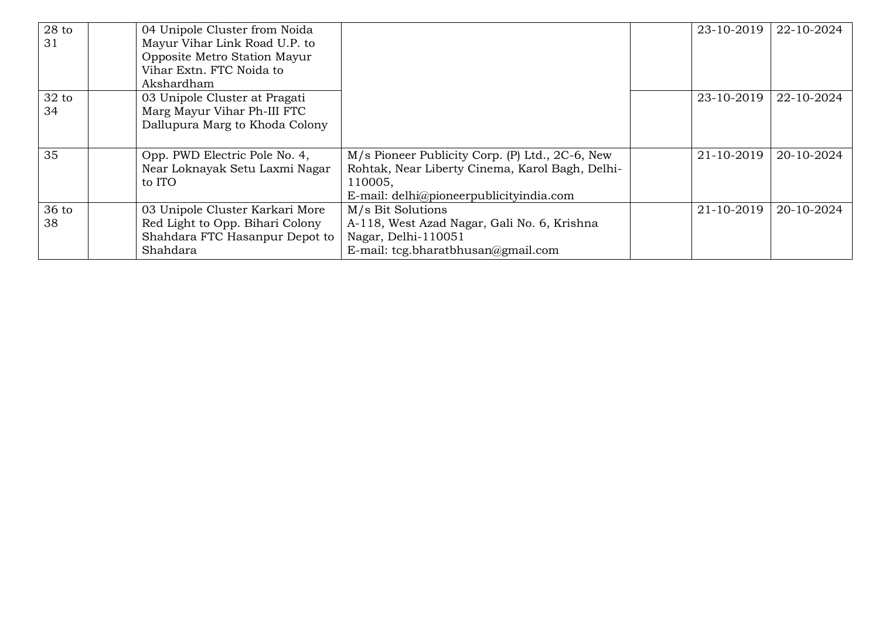| | | | | | | |
|---|---|---|---|---|---|---|
| 28 to 31 | | 04 Unipole Cluster from Noida Mayur Vihar Link Road U.P. to Opposite Metro Station Mayur Vihar Extn. FTC Noida to Akshardham | | | 23-10-2019 | 22-10-2024 |
| 32 to 34 | | 03 Unipole Cluster at Pragati Marg Mayur Vihar Ph-III FTC Dallupura Marg to Khoda Colony | | | 23-10-2019 | 22-10-2024 |
| 35 | | Opp. PWD Electric Pole No. 4, Near Loknayak Setu Laxmi Nagar to ITO | M/s Pioneer Publicity Corp. (P) Ltd., 2C-6, New Rohtak, Near Liberty Cinema, Karol Bagh, Delhi-110005, E-mail: delhi@pioneerpublicityindia.com | | 21-10-2019 | 20-10-2024 |
| 36 to 38 | | 03 Unipole Cluster Karkari More Red Light to Opp. Bihari Colony Shahdara FTC Hasanpur Depot to Shahdara | M/s Bit Solutions A-118, West Azad Nagar, Gali No. 6, Krishna Nagar, Delhi-110051 E-mail: tcg.bharatbhusan@gmail.com | | 21-10-2019 | 20-10-2024 |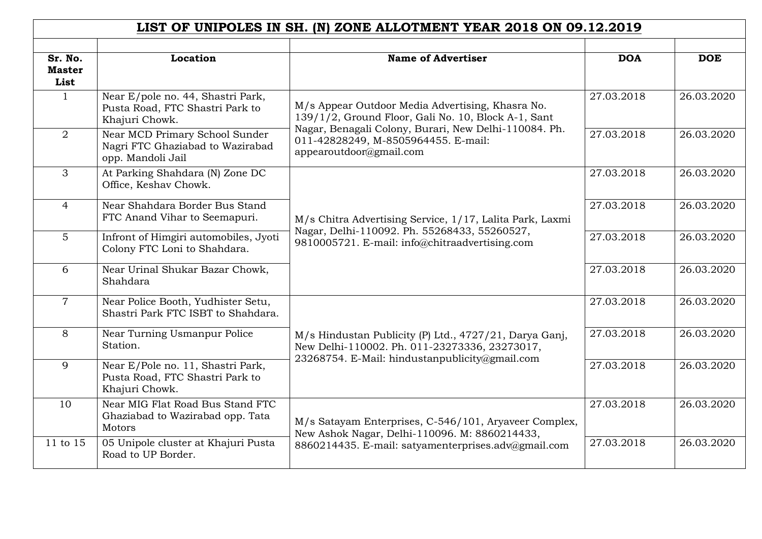## LIST OF UNIPOLES IN SH. (N) ZONE ALLOTMENT YEAR 2018 ON 09.12.2019

| Sr. No. Master List | Location | Name of Advertiser | DOA | DOE |
|---|---|---|---|---|
| 1 | Near E/pole no. 44, Shastri Park, Pusta Road, FTC Shastri Park to Khajuri Chowk. | M/s Appear Outdoor Media Advertising, Khasra No. 139/1/2, Ground Floor, Gali No. 10, Block A-1, Sant Nagar, Benagali Colony, Burari, New Delhi-110084. Ph. 011-42828249, M-8505964455. E-mail: appearoutdoor@gmail.com | 27.03.2018 | 26.03.2020 |
| 2 | Near MCD Primary School Sunder Nagri FTC Ghaziabad to Wazirabad opp. Mandoli Jail | | 27.03.2018 | 26.03.2020 |
| 3 | At Parking Shahdara (N) Zone DC Office, Keshav Chowk. | M/s Chitra Advertising Service, 1/17, Lalita Park, Laxmi Nagar, Delhi-110092. Ph. 55268433, 55260527, 9810005721. E-mail: info@chitraadvertising.com | 27.03.2018 | 26.03.2020 |
| 4 | Near Shahdara Border Bus Stand FTC Anand Vihar to Seemapuri. | | 27.03.2018 | 26.03.2020 |
| 5 | Infront of Himgiri automobiles, Jyoti Colony FTC Loni to Shahdara. | | 27.03.2018 | 26.03.2020 |
| 6 | Near Urinal Shukar Bazar Chowk, Shahdara | | 27.03.2018 | 26.03.2020 |
| 7 | Near Police Booth, Yudhister Setu, Shastri Park FTC ISBT to Shahdara. | M/s Hindustan Publicity (P) Ltd., 4727/21, Darya Ganj, New Delhi-110002. Ph. 011-23273336, 23273017, 23268754. E-Mail: hindustanpublicity@gmail.com | 27.03.2018 | 26.03.2020 |
| 8 | Near Turning Usmanpur Police Station. | | 27.03.2018 | 26.03.2020 |
| 9 | Near E/Pole no. 11, Shastri Park, Pusta Road, FTC Shastri Park to Khajuri Chowk. | | 27.03.2018 | 26.03.2020 |
| 10 | Near MIG Flat Road Bus Stand FTC Ghaziabad to Wazirabad opp. Tata Motors | M/s Satayam Enterprises, C-546/101, Aryaveer Complex, New Ashok Nagar, Delhi-110096. M: 8860214433, 8860214435. E-mail: satyamenterprises.adv@gmail.com | 27.03.2018 | 26.03.2020 |
| 11 to 15 | 05 Unipole cluster at Khajuri Pusta Road to UP Border. | | 27.03.2018 | 26.03.2020 |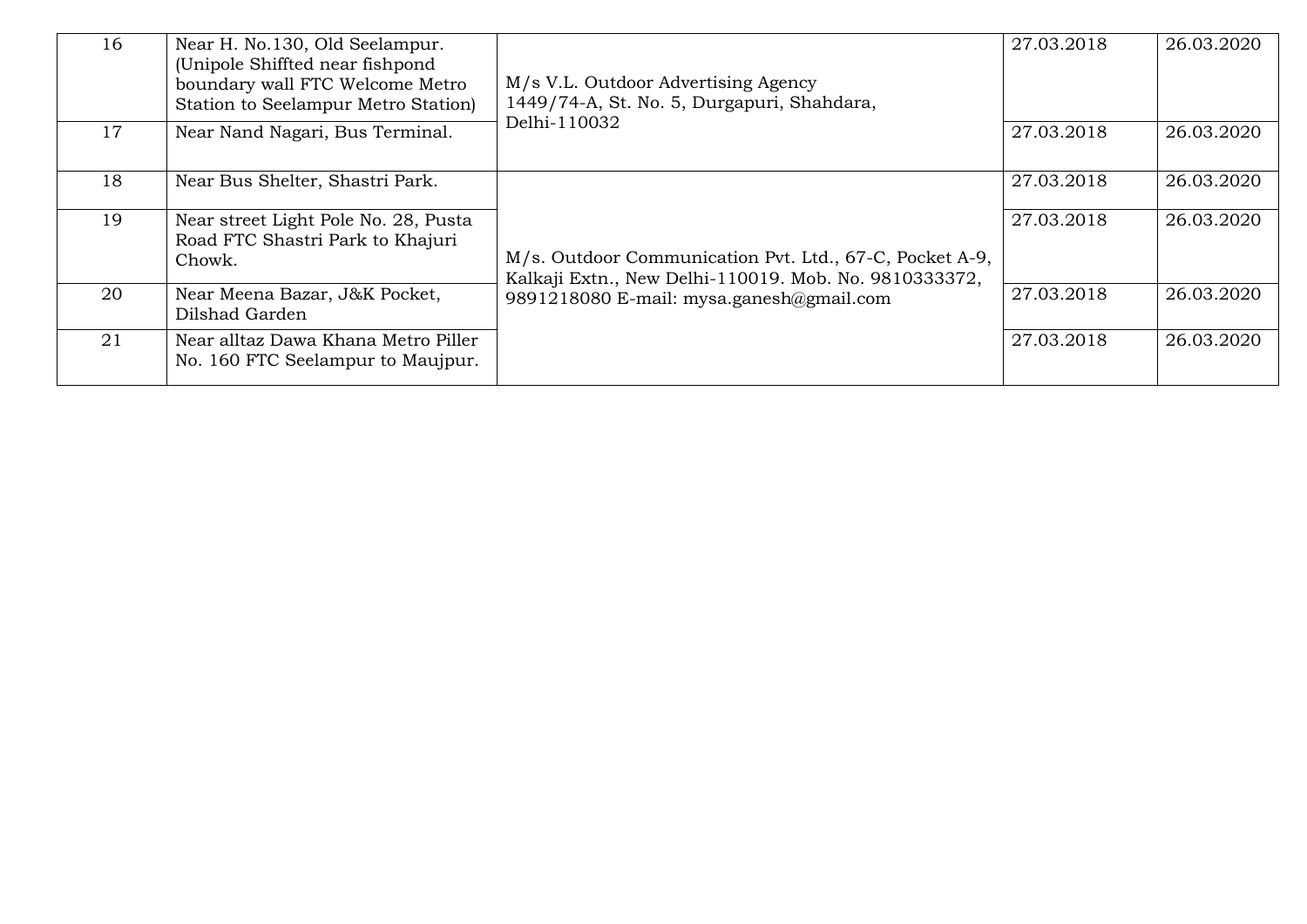| | | | | |
|---|---|---|---|---|
| 16 | Near H. No.130, Old Seelampur. (Unipole Shiffted near fishpond boundary wall FTC Welcome Metro Station to Seelampur Metro Station) | M/s V.L. Outdoor Advertising Agency 1449/74-A, St. No. 5, Durgapuri, Shahdara, Delhi-110032 | 27.03.2018 | 26.03.2020 |
| 17 | Near Nand Nagari, Bus Terminal. | | 27.03.2018 | 26.03.2020 |
| 18 | Near Bus Shelter, Shastri Park. | M/s. Outdoor Communication Pvt. Ltd., 67-C, Pocket A-9, Kalkaji Extn., New Delhi-110019. Mob. No. 9810333372, 9891218080 E-mail: mysa.ganesh@gmail.com | 27.03.2018 | 26.03.2020 |
| 19 | Near street Light Pole No. 28, Pusta Road FTC Shastri Park to Khajuri Chowk. | | 27.03.2018 | 26.03.2020 |
| 20 | Near Meena Bazar, J&K Pocket, Dilshad Garden | | 27.03.2018 | 26.03.2020 |
| 21 | Near alltaz Dawa Khana Metro Piller No. 160 FTC Seelampur to Maujpur. | | 27.03.2018 | 26.03.2020 |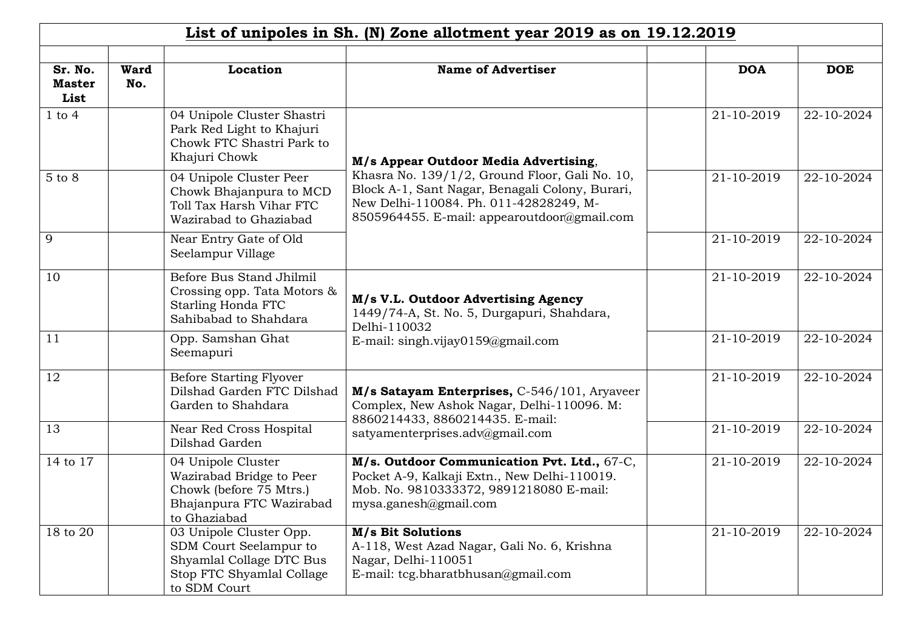| List of unipoles in Sh. (N) Zone allotment year 2019 as on 19.12.2019 | | | | | | |
|---|---|---|---|---|---|---|
| | | | | | | |
| **Sr. No. Master List** | **Ward No.** | **Location** | **Name of Advertiser** | | **DOA** | **DOE** |
| 1 to 4 | | 04 Unipole Cluster Shastri Park Red Light to Khajuri Chowk FTC Shastri Park to Khajuri Chowk | **M/s Appear Outdoor Media Advertising**, Khasra No. 139/1/2, Ground Floor, Gali No. 10, Block A-1, Sant Nagar, Benagali Colony, Burari, New Delhi-110084. Ph. 011-42828249, M-8505964455. E-mail: appearoutdoor@gmail.com | | 21-10-2019 | 22-10-2024 |
| 5 to 8 | | 04 Unipole Cluster Peer Chowk Bhajanpura to MCD Toll Tax Harsh Vihar FTC Wazirabad to Ghaziabad | | | 21-10-2019 | 22-10-2024 |
| 9 | | Near Entry Gate of Old Seelampur Village | | | 21-10-2019 | 22-10-2024 |
| 10 | | Before Bus Stand Jhilmil Crossing opp. Tata Motors & Starling Honda FTC Sahibabad to Shahdara | **M/s V.L. Outdoor Advertising Agency** 1449/74-A, St. No. 5, Durgapuri, Shahdara, Delhi-110032 E-mail: singh.vijay0159@gmail.com | | 21-10-2019 | 22-10-2024 |
| 11 | | Opp. Samshan Ghat Seemapuri | | | 21-10-2019 | 22-10-2024 |
| 12 | | Before Starting Flyover Dilshad Garden FTC Dilshad Garden to Shahdara | **M/s Satayam Enterprises,** C-546/101, Aryaveer Complex, New Ashok Nagar, Delhi-110096. M: 8860214433, 8860214435. E-mail: satyamenterprises.adv@gmail.com | | 21-10-2019 | 22-10-2024 |
| 13 | | Near Red Cross Hospital Dilshad Garden | | | 21-10-2019 | 22-10-2024 |
| 14 to 17 | | 04 Unipole Cluster Wazirabad Bridge to Peer Chowk (before 75 Mtrs.) Bhajanpura FTC Wazirabad to Ghaziabad | **M/s. Outdoor Communication Pvt. Ltd.,** 67-C, Pocket A-9, Kalkaji Extn., New Delhi-110019. Mob. No. 9810333372, 9891218080 E-mail: mysa.ganesh@gmail.com | | 21-10-2019 | 22-10-2024 |
| 18 to 20 | | 03 Unipole Cluster Opp. SDM Court Seelampur to Shyamlal Collage DTC Bus Stop FTC Shyamlal Collage to SDM Court | **M/s Bit Solutions** A-118, West Azad Nagar, Gali No. 6, Krishna Nagar, Delhi-110051 E-mail: tcg.bharatbhusan@gmail.com | | 21-10-2019 | 22-10-2024 |